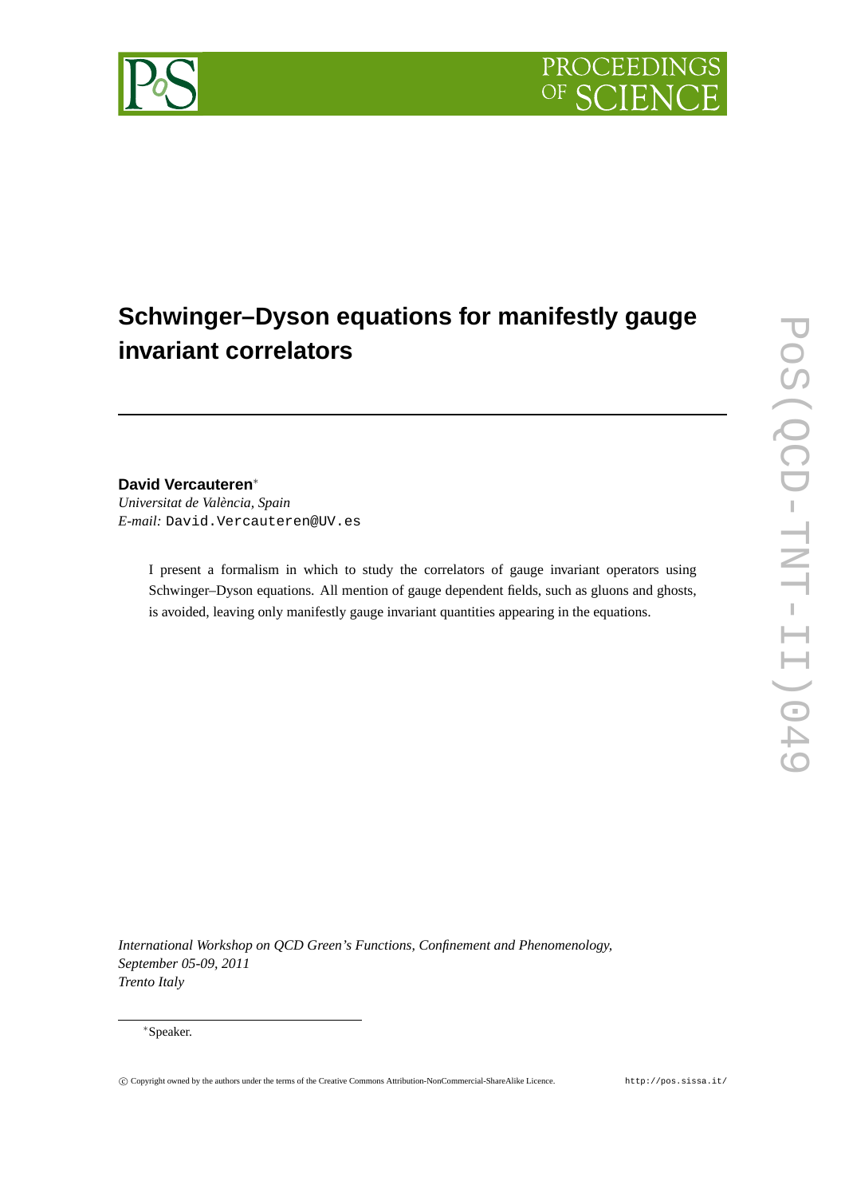# Schwinger–Dyson equations for manifestly gauge invariant correlators

**David Vercauteren***

*Universitat de València, Spain*

*E-mail:* David.Vercauteren@UV.es

I present a formalism in which to study the correlators of gauge invariant operators using Schwinger–Dyson equations. All mention of gauge dependent fields, such as gluons and ghosts, is avoided, leaving only manifestly gauge invariant quantities appearing in the equations.

*International Workshop on QCD Green's Functions, Confinement and Phenomenology,*
*September 05-09, 2011*
*Trento Italy*

*Speaker.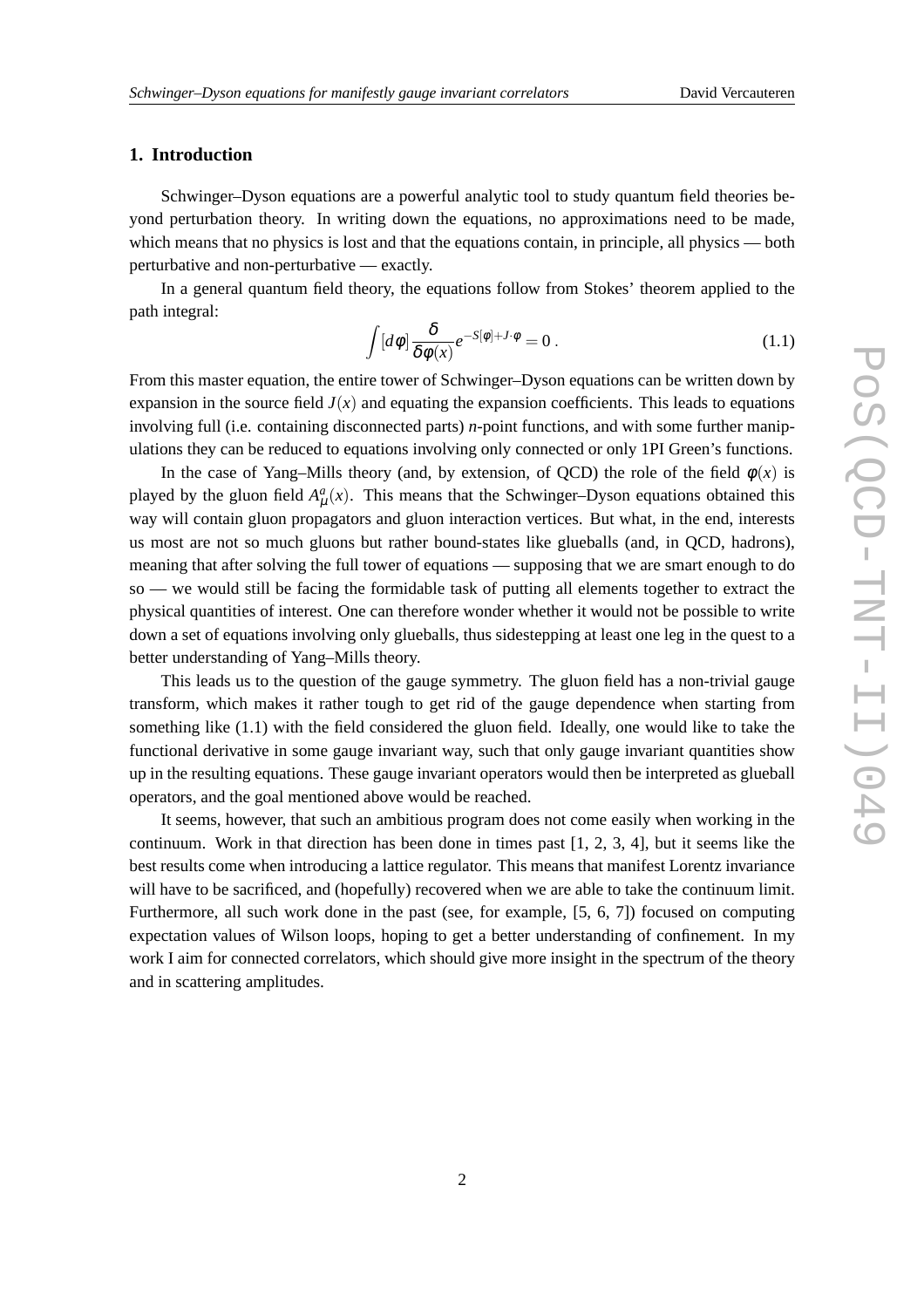## 1. Introduction

Schwinger–Dyson equations are a powerful analytic tool to study quantum field theories beyond perturbation theory. In writing down the equations, no approximations need to be made, which means that no physics is lost and that the equations contain, in principle, all physics — both perturbative and non-perturbative — exactly.

In a general quantum field theory, the equations follow from Stokes' theorem applied to the path integral:

$$\int [d\phi] \frac{\delta}{\delta \phi(x)} e^{-S[\phi]+J\cdot\phi} = 0 \,. \tag{1.1}$$

From this master equation, the entire tower of Schwinger–Dyson equations can be written down by expansion in the source field $J(x)$ and equating the expansion coefficients. This leads to equations involving full (i.e. containing disconnected parts) $n$-point functions, and with some further manipulations they can be reduced to equations involving only connected or only 1PI Green's functions.

In the case of Yang–Mills theory (and, by extension, of QCD) the role of the field $\phi(x)$ is played by the gluon field $A^a_\mu(x)$. This means that the Schwinger–Dyson equations obtained this way will contain gluon propagators and gluon interaction vertices. But what, in the end, interests us most are not so much gluons but rather bound-states like glueballs (and, in QCD, hadrons), meaning that after solving the full tower of equations — supposing that we are smart enough to do so — we would still be facing the formidable task of putting all elements together to extract the physical quantities of interest. One can therefore wonder whether it would not be possible to write down a set of equations involving only glueballs, thus sidestepping at least one leg in the quest to a better understanding of Yang–Mills theory.

This leads us to the question of the gauge symmetry. The gluon field has a non-trivial gauge transform, which makes it rather tough to get rid of the gauge dependence when starting from something like (1.1) with the field considered the gluon field. Ideally, one would like to take the functional derivative in some gauge invariant way, such that only gauge invariant quantities show up in the resulting equations. These gauge invariant operators would then be interpreted as glueball operators, and the goal mentioned above would be reached.

It seems, however, that such an ambitious program does not come easily when working in the continuum. Work in that direction has been done in times past [1, 2, 3, 4], but it seems like the best results come when introducing a lattice regulator. This means that manifest Lorentz invariance will have to be sacrificed, and (hopefully) recovered when we are able to take the continuum limit. Furthermore, all such work done in the past (see, for example, [5, 6, 7]) focused on computing expectation values of Wilson loops, hoping to get a better understanding of confinement. In my work I aim for connected correlators, which should give more insight in the spectrum of the theory and in scattering amplitudes.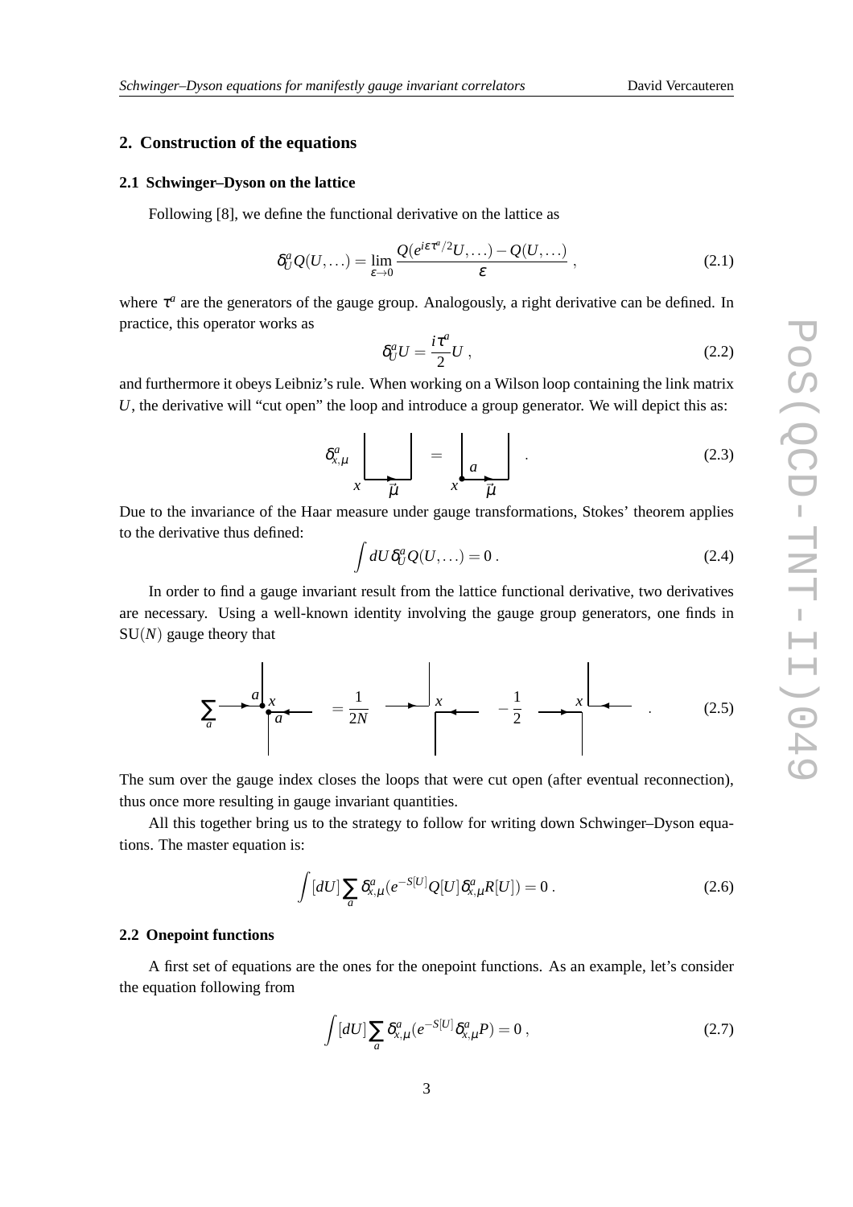## 2. Construction of the equations

### 2.1 Schwinger–Dyson on the lattice

Following [8], we define the functional derivative on the lattice as

$$\delta_U^a Q(U,\ldots) = \lim_{\varepsilon \to 0} \frac{Q(e^{i\varepsilon\tau^a/2}U,\ldots) - Q(U,\ldots)}{\varepsilon}\,, \tag{2.1}$$

where $\tau^a$ are the generators of the gauge group. Analogously, a right derivative can be defined. In practice, this operator works as

$$\delta_U^a U = \frac{i\tau^a}{2} U\,, \tag{2.2}$$

and furthermore it obeys Leibniz's rule. When working on a Wilson loop containing the link matrix $U$, the derivative will "cut open" the loop and introduce a group generator. We will depict this as:

$$\delta_{x,\mu}^a \quad [\text{loop through } x \text{ along } \vec{\mu}] \quad = \quad [\text{loop cut open at } x \text{ with generator } a \text{ along } \vec{\mu}] \quad . \tag{2.3}$$

Due to the invariance of the Haar measure under gauge transformations, Stokes' theorem applies to the derivative thus defined:

$$\int dU\, \delta_U^a Q(U,\ldots) = 0\,. \tag{2.4}$$

In order to find a gauge invariant result from the lattice functional derivative, two derivatives are necessary. Using a well-known identity involving the gauge group generators, one finds in SU($N$) gauge theory that

$$\sum_a [\text{two lines at } x \text{ with generators } a] = \frac{1}{2N}\,[\text{lines at } x] - \frac{1}{2}\,[\text{reconnected lines at } x] \quad . \tag{2.5}$$

The sum over the gauge index closes the loops that were cut open (after eventual reconnection), thus once more resulting in gauge invariant quantities.

All this together bring us to the strategy to follow for writing down Schwinger–Dyson equations. The master equation is:

$$\int [dU] \sum_a \delta_{x,\mu}^a (e^{-S[U]} Q[U]\, \delta_{x,\mu}^a R[U]) = 0\,. \tag{2.6}$$

### 2.2 Onepoint functions

A first set of equations are the ones for the onepoint functions. As an example, let's consider the equation following from

$$\int [dU] \sum_a \delta_{x,\mu}^a (e^{-S[U]}\, \delta_{x,\mu}^a P) = 0\,, \tag{2.7}$$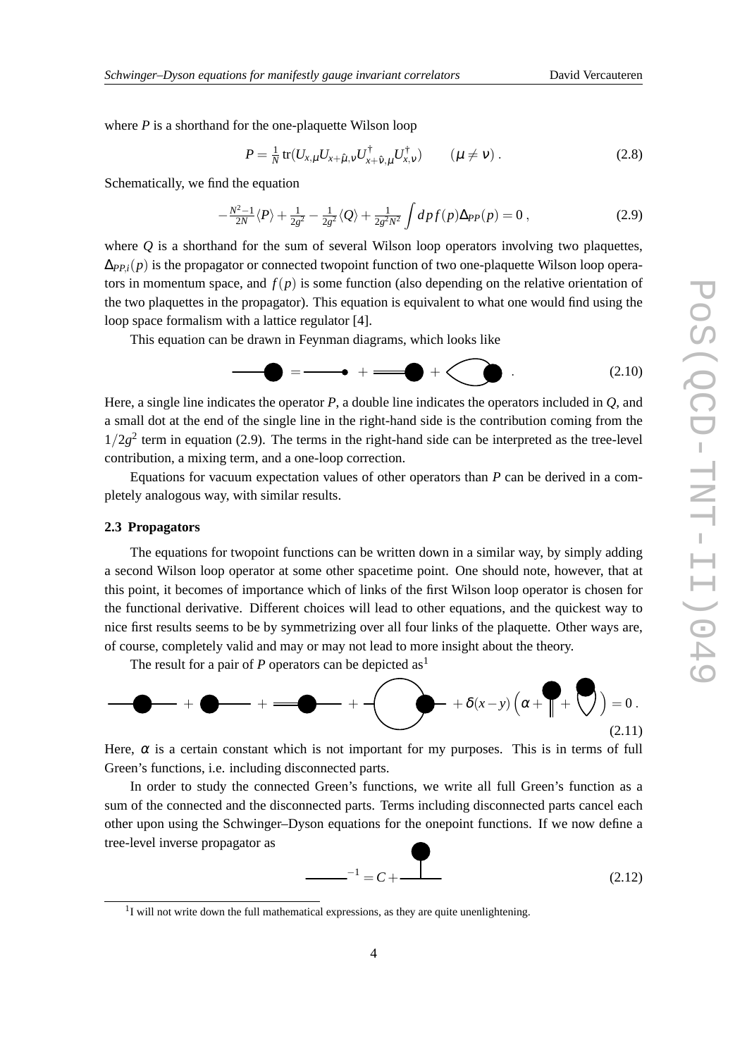where $P$ is a shorthand for the one-plaquette Wilson loop

$$P = \frac{1}{N}\,\mathrm{tr}(U_{x,\mu}U_{x+\hat{\mu},\nu}U^{\dagger}_{x+\hat{\nu},\mu}U^{\dagger}_{x,\nu}) \qquad (\mu \neq \nu)\,. \tag{2.8}$$

Schematically, we find the equation

$$-\frac{N^2-1}{2N}\langle P\rangle + \frac{1}{2g^2} - \frac{1}{2g^2}\langle Q\rangle + \frac{1}{2g^2N^2}\int dp\, f(p)\Delta_{PP}(p) = 0\,, \tag{2.9}$$

where $Q$ is a shorthand for the sum of several Wilson loop operators involving two plaquettes, $\Delta_{PP,i}(p)$ is the propagator or connected twopoint function of two one-plaquette Wilson loop operators in momentum space, and $f(p)$ is some function (also depending on the relative orientation of the two plaquettes in the propagator). This equation is equivalent to what one would find using the loop space formalism with a lattice regulator [4].

This equation can be drawn in Feynman diagrams, which looks like

(2.10)

Here, a single line indicates the operator $P$, a double line indicates the operators included in $Q$, and a small dot at the end of the single line in the right-hand side is the contribution coming from the $1/2g^2$ term in equation (2.9). The terms in the right-hand side can be interpreted as the tree-level contribution, a mixing term, and a one-loop correction.

Equations for vacuum expectation values of other operators than $P$ can be derived in a completely analogous way, with similar results.

### 2.3 Propagators

The equations for twopoint functions can be written down in a similar way, by simply adding a second Wilson loop operator at some other spacetime point. One should note, however, that at this point, it becomes of importance which of links of the first Wilson loop operator is chosen for the functional derivative. Different choices will lead to other equations, and the quickest way to nice first results seems to be by symmetrizing over all four links of the plaquette. Other ways are, of course, completely valid and may or may not lead to more insight about the theory.

The result for a pair of $P$ operators can be depicted as[1]

$$+ \delta(x-y)\left(\alpha + \cdots + \cdots\right) = 0\,. \tag{2.11}$$

Here, $\alpha$ is a certain constant which is not important for my purposes. This is in terms of full Green's functions, i.e. including disconnected parts.

In order to study the connected Green's functions, we write all full Green's function as a sum of the connected and the disconnected parts. Terms including disconnected parts cancel each other upon using the Schwinger–Dyson equations for the onepoint functions. If we now define a tree-level inverse propagator as

$$(\;\cdot\;)^{-1} = C + \cdots \tag{2.12}$$

[1] I will not write down the full mathematical expressions, as they are quite unenlightening.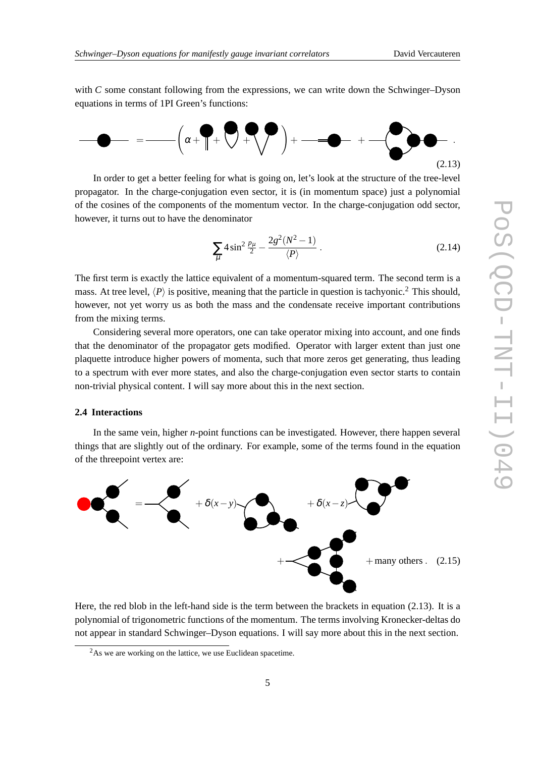with $C$ some constant following from the expressions, we can write down the Schwinger–Dyson equations in terms of 1PI Green's functions:

$$= \left(\alpha + \quad + \quad + \quad\right) + \quad + \quad . \tag{2.13}$$

In order to get a better feeling for what is going on, let's look at the structure of the tree-level propagator. In the charge-conjugation even sector, it is (in momentum space) just a polynomial of the cosines of the components of the momentum vector. In the charge-conjugation odd sector, however, it turns out to have the denominator

$$\sum_{\mu} 4\sin^2 \frac{p_\mu}{2} - \frac{2g^2(N^2-1)}{\langle P \rangle} . \tag{2.14}$$

The first term is exactly the lattice equivalent of a momentum-squared term. The second term is a mass. At tree level, $\langle P \rangle$ is positive, meaning that the particle in question is tachyonic.[2] This should, however, not yet worry us as both the mass and the condensate receive important contributions from the mixing terms.

Considering several more operators, one can take operator mixing into account, and one finds that the denominator of the propagator gets modified. Operator with larger extent than just one plaquette introduce higher powers of momenta, such that more zeros get generating, thus leading to a spectrum with ever more states, and also the charge-conjugation even sector starts to contain non-trivial physical content. I will say more about this in the next section.

### 2.4 Interactions

In the same vein, higher $n$-point functions can be investigated. However, there happen several things that are slightly out of the ordinary. For example, some of the terms found in the equation of the threepoint vertex are:

$$= \quad + \delta(x-y) \quad + \delta(x-z) \quad + \quad + \text{many others} . \tag{2.15}$$

Here, the red blob in the left-hand side is the term between the brackets in equation (2.13). It is a polynomial of trigonometric functions of the momentum. The terms involving Kronecker-deltas do not appear in standard Schwinger–Dyson equations. I will say more about this in the next section.

[2] As we are working on the lattice, we use Euclidean spacetime.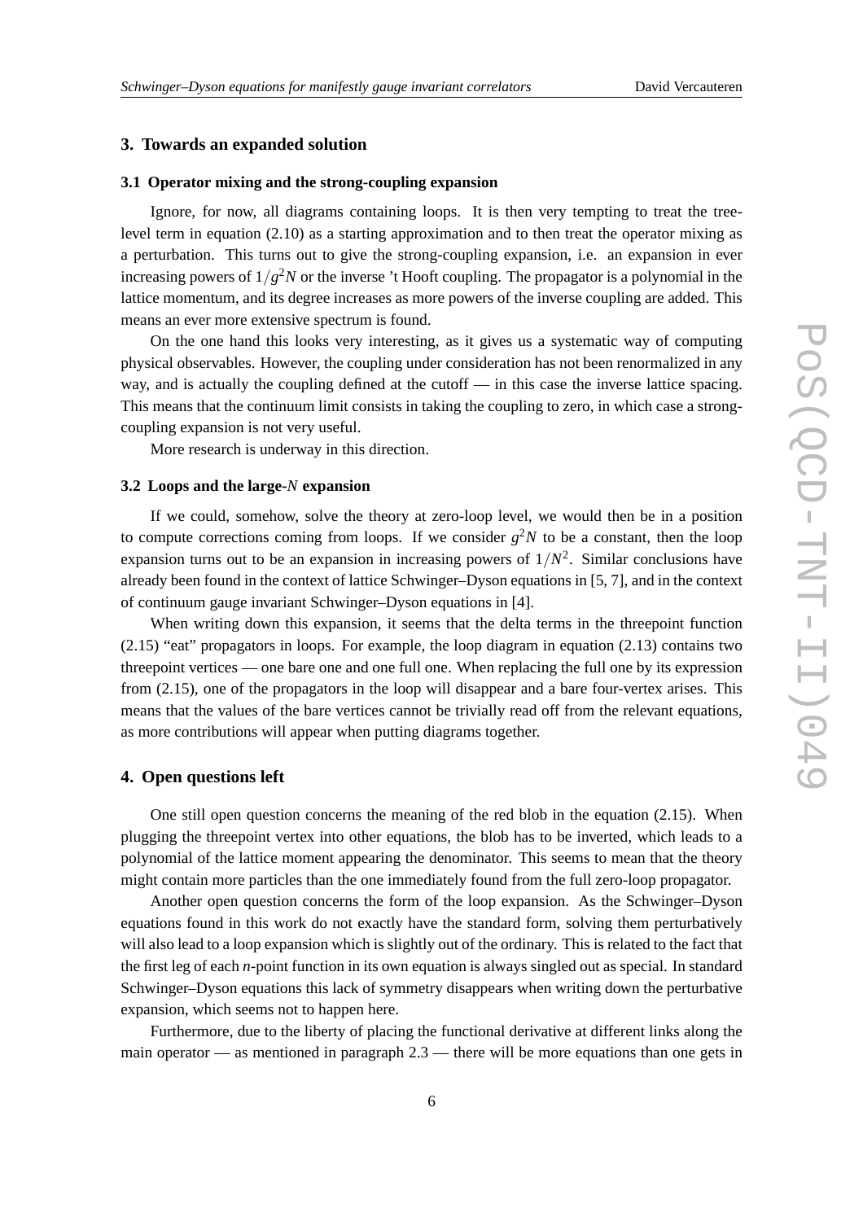## 3. Towards an expanded solution

### 3.1 Operator mixing and the strong-coupling expansion

Ignore, for now, all diagrams containing loops. It is then very tempting to treat the tree-level term in equation (2.10) as a starting approximation and to then treat the operator mixing as a perturbation. This turns out to give the strong-coupling expansion, i.e. an expansion in ever increasing powers of $1/g^2N$ or the inverse 't Hooft coupling. The propagator is a polynomial in the lattice momentum, and its degree increases as more powers of the inverse coupling are added. This means an ever more extensive spectrum is found.

On the one hand this looks very interesting, as it gives us a systematic way of computing physical observables. However, the coupling under consideration has not been renormalized in any way, and is actually the coupling defined at the cutoff — in this case the inverse lattice spacing. This means that the continuum limit consists in taking the coupling to zero, in which case a strong-coupling expansion is not very useful.

More research is underway in this direction.

### 3.2 Loops and the large-$N$ expansion

If we could, somehow, solve the theory at zero-loop level, we would then be in a position to compute corrections coming from loops. If we consider $g^2N$ to be a constant, then the loop expansion turns out to be an expansion in increasing powers of $1/N^2$. Similar conclusions have already been found in the context of lattice Schwinger–Dyson equations in [5, 7], and in the context of continuum gauge invariant Schwinger–Dyson equations in [4].

When writing down this expansion, it seems that the delta terms in the threepoint function (2.15) "eat" propagators in loops. For example, the loop diagram in equation (2.13) contains two threepoint vertices — one bare one and one full one. When replacing the full one by its expression from (2.15), one of the propagators in the loop will disappear and a bare four-vertex arises. This means that the values of the bare vertices cannot be trivially read off from the relevant equations, as more contributions will appear when putting diagrams together.

## 4. Open questions left

One still open question concerns the meaning of the red blob in the equation (2.15). When plugging the threepoint vertex into other equations, the blob has to be inverted, which leads to a polynomial of the lattice moment appearing the denominator. This seems to mean that the theory might contain more particles than the one immediately found from the full zero-loop propagator.

Another open question concerns the form of the loop expansion. As the Schwinger–Dyson equations found in this work do not exactly have the standard form, solving them perturbatively will also lead to a loop expansion which is slightly out of the ordinary. This is related to the fact that the first leg of each $n$-point function in its own equation is always singled out as special. In standard Schwinger–Dyson equations this lack of symmetry disappears when writing down the perturbative expansion, which seems not to happen here.

Furthermore, due to the liberty of placing the functional derivative at different links along the main operator — as mentioned in paragraph 2.3 — there will be more equations than one gets in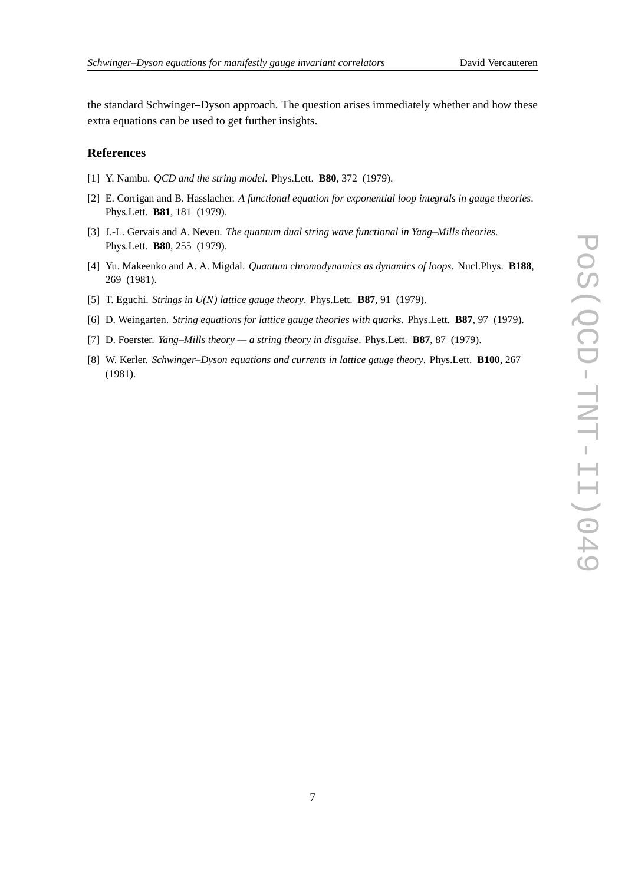the standard Schwinger–Dyson approach. The question arises immediately whether and how these extra equations can be used to get further insights.

## References

[1] Y. Nambu. *QCD and the string model*. Phys.Lett. **B80**, 372 (1979).

[2] E. Corrigan and B. Hasslacher. *A functional equation for exponential loop integrals in gauge theories*. Phys.Lett. **B81**, 181 (1979).

[3] J.-L. Gervais and A. Neveu. *The quantum dual string wave functional in Yang–Mills theories*. Phys.Lett. **B80**, 255 (1979).

[4] Yu. Makeenko and A. A. Migdal. *Quantum chromodynamics as dynamics of loops*. Nucl.Phys. **B188**, 269 (1981).

[5] T. Eguchi. *Strings in U(N) lattice gauge theory*. Phys.Lett. **B87**, 91 (1979).

[6] D. Weingarten. *String equations for lattice gauge theories with quarks*. Phys.Lett. **B87**, 97 (1979).

[7] D. Foerster. *Yang–Mills theory — a string theory in disguise*. Phys.Lett. **B87**, 87 (1979).

[8] W. Kerler. *Schwinger–Dyson equations and currents in lattice gauge theory*. Phys.Lett. **B100**, 267 (1981).